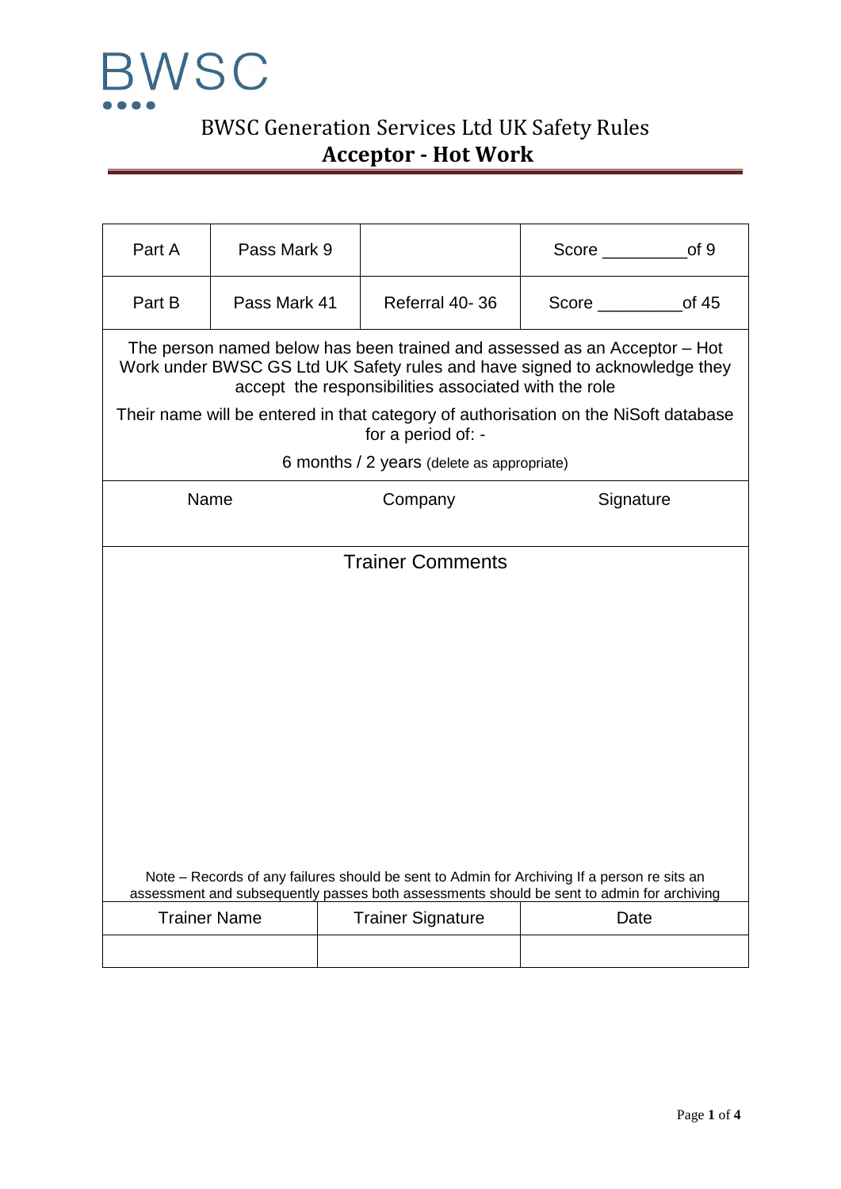BWSC

# BWSC Generation Services Ltd UK Safety Rules

## Acceptor - Hot Work

| Part A | Pass Mark 9 | | Score _________of 9 |
|---|---|---|---|
| Part B | Pass Mark 41 | Referral 40- 36 | Score _________of 45 |

The person named below has been trained and assessed as an Acceptor – Hot Work under BWSC GS Ltd UK Safety rules and have signed to acknowledge they accept the responsibilities associated with the role

Their name will be entered in that category of authorisation on the NiSoft database for a period of: -

6 months / 2 years (delete as appropriate)

| Name | Company | Signature |
|---|---|---|
| | | |

**Trainer Comments**

Note – Records of any failures should be sent to Admin for Archiving If a person re sits an assessment and subsequently passes both assessments should be sent to admin for archiving

| Trainer Name | Trainer Signature | Date |
|---|---|---|
| | | |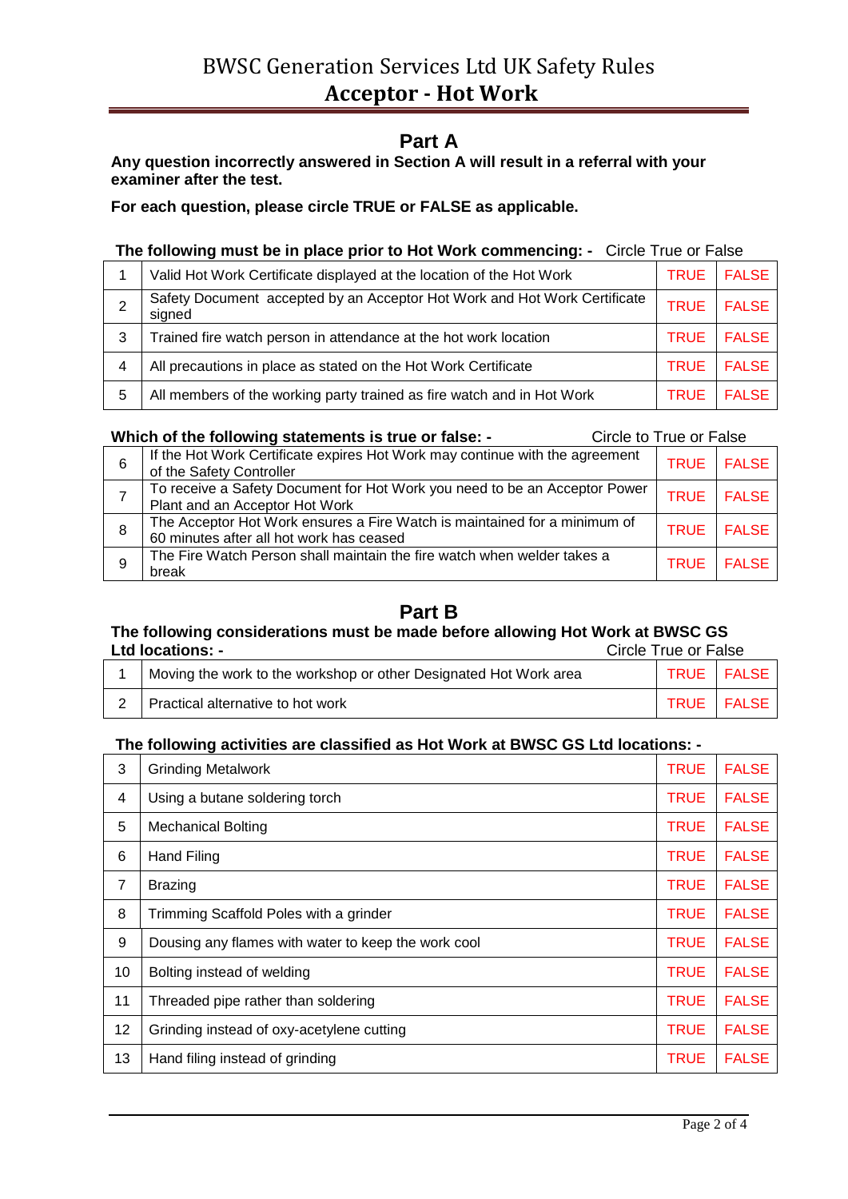# BWSC Generation Services Ltd UK Safety Rules
# Acceptor - Hot Work

## Part A

**Any question incorrectly answered in Section A will result in a referral with your examiner after the test.**

**For each question, please circle TRUE or FALSE as applicable.**

**The following must be in place prior to Hot Work commencing: -** Circle True or False

| | | | |
|---|---|---|---|
| 1 | Valid Hot Work Certificate displayed at the location of the Hot Work | TRUE | FALSE |
| 2 | Safety Document accepted by an Acceptor Hot Work and Hot Work Certificate signed | TRUE | FALSE |
| 3 | Trained fire watch person in attendance at the hot work location | TRUE | FALSE |
| 4 | All precautions in place as stated on the Hot Work Certificate | TRUE | FALSE |
| 5 | All members of the working party trained as fire watch and in Hot Work | TRUE | FALSE |

**Which of the following statements is true or false: -** Circle to True or False

| | | | |
|---|---|---|---|
| 6 | If the Hot Work Certificate expires Hot Work may continue with the agreement of the Safety Controller | TRUE | FALSE |
| 7 | To receive a Safety Document for Hot Work you need to be an Acceptor Power Plant and an Acceptor Hot Work | TRUE | FALSE |
| 8 | The Acceptor Hot Work ensures a Fire Watch is maintained for a minimum of 60 minutes after all hot work has ceased | TRUE | FALSE |
| 9 | The Fire Watch Person shall maintain the fire watch when welder takes a break | TRUE | FALSE |

## Part B

**The following considerations must be made before allowing Hot Work at BWSC GS Ltd locations: -** Circle True or False

| | | | |
|---|---|---|---|
| 1 | Moving the work to the workshop or other Designated Hot Work area | TRUE | FALSE |
| 2 | Practical alternative to hot work | TRUE | FALSE |

**The following activities are classified as Hot Work at BWSC GS Ltd locations: -**

| | | | |
|---|---|---|---|
| 3 | Grinding Metalwork | TRUE | FALSE |
| 4 | Using a butane soldering torch | TRUE | FALSE |
| 5 | Mechanical Bolting | TRUE | FALSE |
| 6 | Hand Filing | TRUE | FALSE |
| 7 | Brazing | TRUE | FALSE |
| 8 | Trimming Scaffold Poles with a grinder | TRUE | FALSE |
| 9 | Dousing any flames with water to keep the work cool | TRUE | FALSE |
| 10 | Bolting instead of welding | TRUE | FALSE |
| 11 | Threaded pipe rather than soldering | TRUE | FALSE |
| 12 | Grinding instead of oxy-acetylene cutting | TRUE | FALSE |
| 13 | Hand filing instead of grinding | TRUE | FALSE |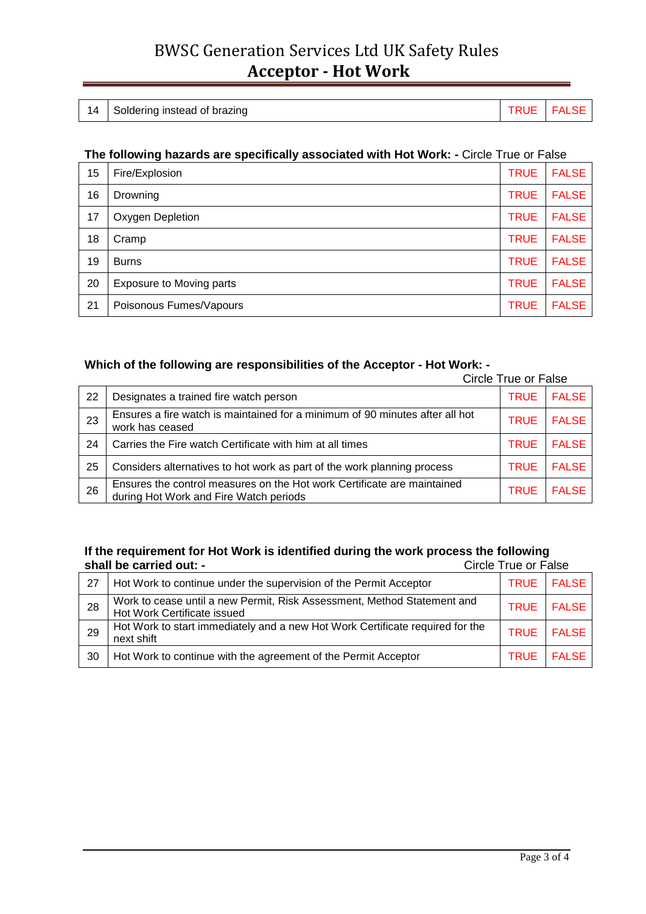| 14 | Soldering instead of brazing | TRUE | FALSE |
|---|---|---|---|

**The following hazards are specifically associated with Hot Work: -** Circle True or False

| 15 | Fire/Explosion | TRUE | FALSE |
|---|---|---|---|
| 16 | Drowning | TRUE | FALSE |
| 17 | Oxygen Depletion | TRUE | FALSE |
| 18 | Cramp | TRUE | FALSE |
| 19 | Burns | TRUE | FALSE |
| 20 | Exposure to Moving parts | TRUE | FALSE |
| 21 | Poisonous Fumes/Vapours | TRUE | FALSE |

**Which of the following are responsibilities of the Acceptor - Hot Work: -**

Circle True or False

| 22 | Designates a trained fire watch person | TRUE | FALSE |
|---|---|---|---|
| 23 | Ensures a fire watch is maintained for a minimum of 90 minutes after all hot work has ceased | TRUE | FALSE |
| 24 | Carries the Fire watch Certificate with him at all times | TRUE | FALSE |
| 25 | Considers alternatives to hot work as part of the work planning process | TRUE | FALSE |
| 26 | Ensures the control measures on the Hot work Certificate are maintained during Hot Work and Fire Watch periods | TRUE | FALSE |

**If the requirement for Hot Work is identified during the work process the following shall be carried out: -** Circle True or False

| 27 | Hot Work to continue under the supervision of the Permit Acceptor | TRUE | FALSE |
|---|---|---|---|
| 28 | Work to cease until a new Permit, Risk Assessment, Method Statement and Hot Work Certificate issued | TRUE | FALSE |
| 29 | Hot Work to start immediately and a new Hot Work Certificate required for the next shift | TRUE | FALSE |
| 30 | Hot Work to continue with the agreement of the Permit Acceptor | TRUE | FALSE |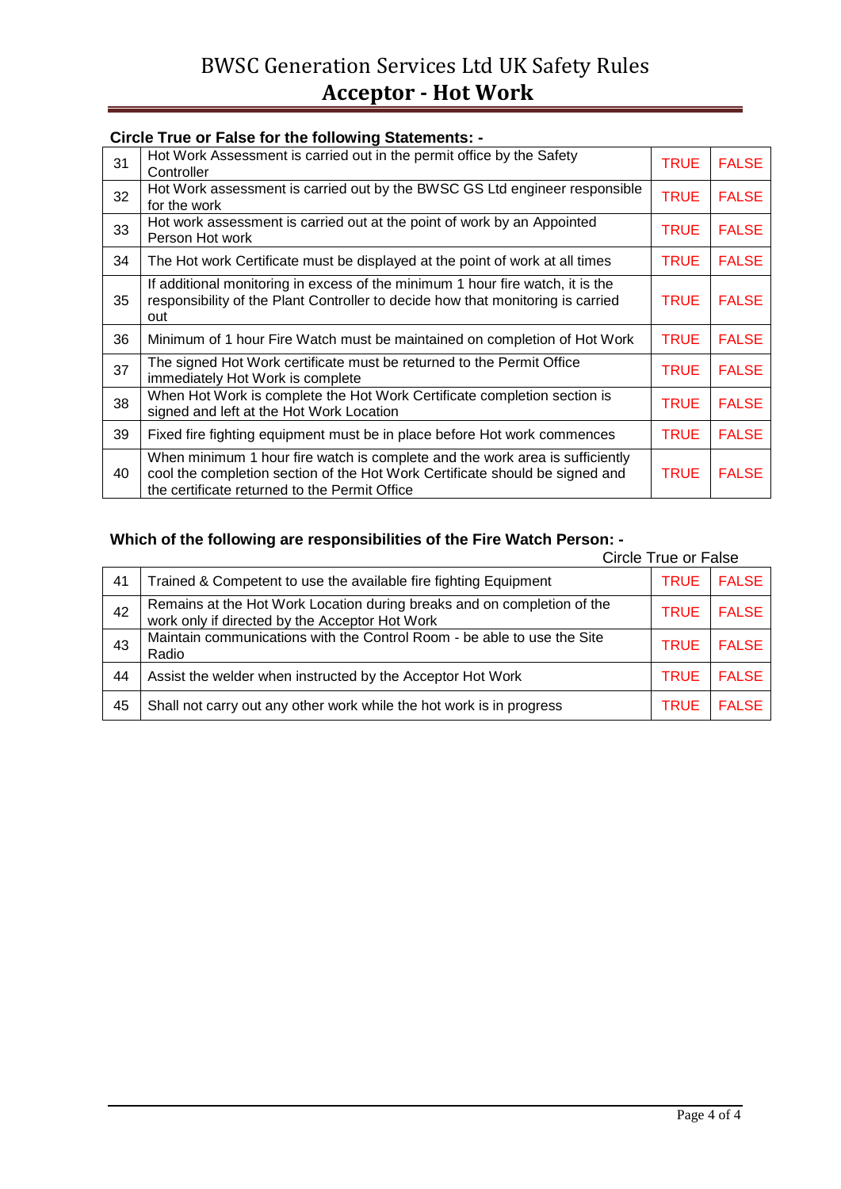**Circle True or False for the following Statements: -**

| | | | |
|---|---|---|---|
| 31 | Hot Work Assessment is carried out in the permit office by the Safety Controller | TRUE | FALSE |
| 32 | Hot Work assessment is carried out by the BWSC GS Ltd engineer responsible for the work | TRUE | FALSE |
| 33 | Hot work assessment is carried out at the point of work by an Appointed Person Hot work | TRUE | FALSE |
| 34 | The Hot work Certificate must be displayed at the point of work at all times | TRUE | FALSE |
| 35 | If additional monitoring in excess of the minimum 1 hour fire watch, it is the responsibility of the Plant Controller to decide how that monitoring is carried out | TRUE | FALSE |
| 36 | Minimum of 1 hour Fire Watch must be maintained on completion of Hot Work | TRUE | FALSE |
| 37 | The signed Hot Work certificate must be returned to the Permit Office immediately Hot Work is complete | TRUE | FALSE |
| 38 | When Hot Work is complete the Hot Work Certificate completion section is signed and left at the Hot Work Location | TRUE | FALSE |
| 39 | Fixed fire fighting equipment must be in place before Hot work commences | TRUE | FALSE |
| 40 | When minimum 1 hour fire watch is complete and the work area is sufficiently cool the completion section of the Hot Work Certificate should be signed and the certificate returned to the Permit Office | TRUE | FALSE |

**Which of the following are responsibilities of the Fire Watch Person: -**

Circle True or False

| | | | |
|---|---|---|---|
| 41 | Trained & Competent to use the available fire fighting Equipment | TRUE | FALSE |
| 42 | Remains at the Hot Work Location during breaks and on completion of the work only if directed by the Acceptor Hot Work | TRUE | FALSE |
| 43 | Maintain communications with the Control Room - be able to use the Site Radio | TRUE | FALSE |
| 44 | Assist the welder when instructed by the Acceptor Hot Work | TRUE | FALSE |
| 45 | Shall not carry out any other work while the hot work is in progress | TRUE | FALSE |